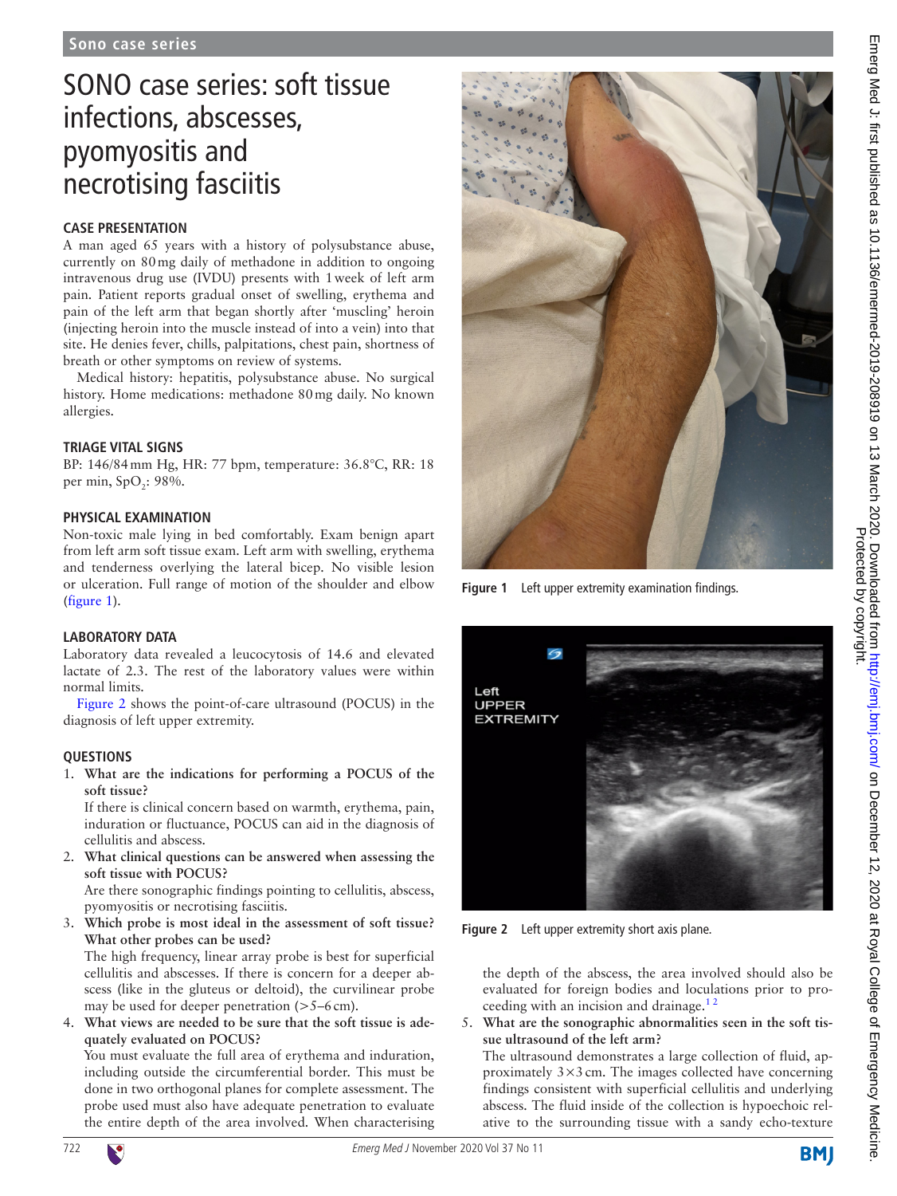# SONO case series: soft tissue infections, abscesses, pyomyositis and necrotising fasciitis

## CASE PRESENTATION

A man aged 65 years with a history of polysubstance abuse, currently on 80 mg daily of methadone in addition to ongoing intravenous drug use (IVDU) presents with 1 week of left arm pain. Patient reports gradual onset of swelling, erythema and pain of the left arm that began shortly after 'muscling' heroin (injecting heroin into the muscle instead of into a vein) into that site. He denies fever, chills, palpitations, chest pain, shortness of breath or other symptoms on review of systems.

Medical history: hepatitis, polysubstance abuse. No surgical history. Home medications: methadone 80 mg daily. No known allergies.

## TRIAGE VITAL SIGNS

BP: 146/84 mm Hg, HR: 77 bpm, temperature: 36.8°C, RR: 18 per min, $SpO_2$: 98%.

## PHYSICAL EXAMINATION

Non-toxic male lying in bed comfortably. Exam benign apart from left arm soft tissue exam. Left arm with swelling, erythema and tenderness overlying the lateral bicep. No visible lesion or ulceration. Full range of motion of the shoulder and elbow (figure 1).

## LABORATORY DATA

Laboratory data revealed a leucocytosis of 14.6 and elevated lactate of 2.3. The rest of the laboratory values were within normal limits.

Figure 2 shows the point-of-care ultrasound (POCUS) in the diagnosis of left upper extremity.

## QUESTIONS

1. **What are the indications for performing a POCUS of the soft tissue?**
   If there is clinical concern based on warmth, erythema, pain, induration or fluctuance, POCUS can aid in the diagnosis of cellulitis and abscess.
2. **What clinical questions can be answered when assessing the soft tissue with POCUS?**
   Are there sonographic findings pointing to cellulitis, abscess, pyomyositis or necrotising fasciitis.
3. **Which probe is most ideal in the assessment of soft tissue? What other probes can be used?**
   The high frequency, linear array probe is best for superficial cellulitis and abscesses. If there is concern for a deeper abscess (like in the gluteus or deltoid), the curvilinear probe may be used for deeper penetration (>5–6 cm).
4. **What views are needed to be sure that the soft tissue is adequately evaluated on POCUS?**
   You must evaluate the full area of erythema and induration, including outside the circumferential border. This must be done in two orthogonal planes for complete assessment. The probe used must also have adequate penetration to evaluate the entire depth of the area involved. When characterising the depth of the abscess, the area involved should also be evaluated for foreign bodies and loculations prior to proceeding with an incision and drainage.[1 2]

Figure 1 Left upper extremity examination findings.

Figure 2 Left upper extremity short axis plane.

5. **What are the sonographic abnormalities seen in the soft tissue ultrasound of the left arm?**
   The ultrasound demonstrates a large collection of fluid, approximately 3×3 cm. The images collected have concerning findings consistent with superficial cellulitis and underlying abscess. The fluid inside of the collection is hypoechoic relative to the surrounding tissue with a sandy echo-texture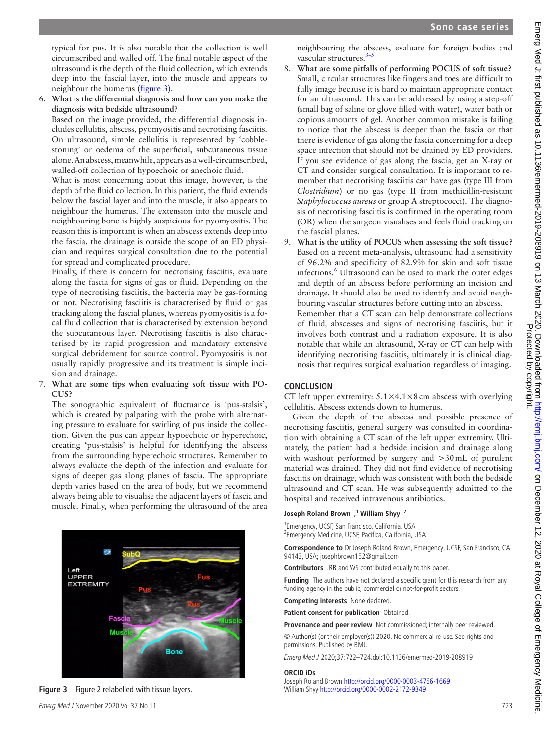typical for pus. It is also notable that the collection is well circumscribed and walled off. The final notable aspect of the ultrasound is the depth of the fluid collection, which extends deep into the fascial layer, into the muscle and appears to neighbour the humerus (figure 3).

6. **What is the differential diagnosis and how can you make the diagnosis with bedside ultrasound?**

   Based on the image provided, the differential diagnosis includes cellulitis, abscess, pyomyositis and necrotising fasciitis. On ultrasound, simple cellulitis is represented by 'cobblestoning' or oedema of the superficial, subcutaneous tissue alone. An abscess, meanwhile, appears as a well-circumscribed, walled-off collection of hypoechoic or anechoic fluid.

   What is most concerning about this image, however, is the depth of the fluid collection. In this patient, the fluid extends below the fascial layer and into the muscle, it also appears to neighbour the humerus. The extension into the muscle and neighbouring bone is highly suspicious for pyomyositis. The reason this is important is when an abscess extends deep into the fascia, the drainage is outside the scope of an ED physician and requires surgical consultation due to the potential for spread and complicated procedure.

   Finally, if there is concern for necrotising fasciitis, evaluate along the fascia for signs of gas or fluid. Depending on the type of necrotising fasciitis, the bacteria may be gas-forming or not. Necrotising fasciitis is characterised by fluid or gas tracking along the fascial planes, whereas pyomyositis is a focal fluid collection that is characterised by extension beyond the subcutaneous layer. Necrotising fasciitis is also characterised by its rapid progression and mandatory extensive surgical debridement for source control. Pyomyositis is not usually rapidly progressive and its treatment is simple incision and drainage.

7. **What are some tips when evaluating soft tissue with POCUS?**

   The sonographic equivalent of fluctuance is 'pus-stalsis', which is created by palpating with the probe with alternating pressure to evaluate for swirling of pus inside the collection. Given the pus can appear hypoechoic or hyperechoic, creating 'pus-stalsis' is helpful for identifying the abscess from the surrounding hyperechoic structures. Remember to always evaluate the depth of the infection and evaluate for signs of deeper gas along planes of fascia. The appropriate depth varies based on the area of body, but we recommend always being able to visualise the adjacent layers of fascia and muscle. Finally, when performing the ultrasound of the area neighbouring the abscess, evaluate for foreign bodies and vascular structures.[3–5]

8. **What are some pitfalls of performing POCUS of soft tissue?**

   Small, circular structures like fingers and toes are difficult to fully image because it is hard to maintain appropriate contact for an ultrasound. This can be addressed by using a step-off (small bag of saline or glove filled with water), water bath or copious amounts of gel. Another common mistake is failing to notice that the abscess is deeper than the fascia or that there is evidence of gas along the fascia concerning for a deep space infection that should not be drained by ED providers. If you see evidence of gas along the fascia, get an X-ray or CT and consider surgical consultation. It is important to remember that necrotising fasciitis can have gas (type III from *Clostridium*) or no gas (type II from methicillin-resistant *Staphylococcus aureus* or group A streptococci). The diagnosis of necrotising fasciitis is confirmed in the operating room (OR) when the surgeon visualises and feels fluid tracking on the fascial planes.

9. **What is the utility of POCUS when assessing the soft tissue?**

   Based on a recent meta-analysis, ultrasound had a sensitivity of 96.2% and specificity of 82.9% for skin and soft tissue infections.[6] Ultrasound can be used to mark the outer edges and depth of an abscess before performing an incision and drainage. It should also be used to identify and avoid neighbouring vascular structures before cutting into an abscess.

   Remember that a CT scan can help demonstrate collections of fluid, abscesses and signs of necrotising fasciitis, but it involves both contrast and a radiation exposure. It is also notable that while an ultrasound, X-ray or CT can help with identifying necrotising fasciitis, ultimately it is clinical diagnosis that requires surgical evaluation regardless of imaging.

Figure 3 Figure 2 relabelled with tissue layers.

## CONCLUSION

CT left upper extremity: 5.1×4.1×8 cm abscess with overlying cellulitis. Abscess extends down to humerus.

Given the depth of the abscess and possible presence of necrotising fasciitis, general surgery was consulted in coordination with obtaining a CT scan of the left upper extremity. Ultimately, the patient had a bedside incision and drainage along with washout performed by surgery and >30 mL of purulent material was drained. They did not find evidence of necrotising fasciitis on drainage, which was consistent with both the bedside ultrasound and CT scan. He was subsequently admitted to the hospital and received intravenous antibiotics.

**Joseph Roland Brown**,[1] **William Shyy**[2]

[1]Emergency, UCSF, San Francisco, California, USA
[2]Emergency Medicine, UCSF, Pacifica, California, USA

**Correspondence to** Dr Joseph Roland Brown, Emergency, UCSF, San Francisco, CA 94143, USA; josephbrown152@gmail.com

**Contributors** JRB and WS contributed equally to this paper.

**Funding** The authors have not declared a specific grant for this research from any funding agency in the public, commercial or not-for-profit sectors.

**Competing interests** None declared.

**Patient consent for publication** Obtained.

**Provenance and peer review** Not commissioned; internally peer reviewed.

© Author(s) (or their employer(s)) 2020. No commercial re-use. See rights and permissions. Published by BMJ.

*Emerg Med J* 2020;37:722–724.doi:10.1136/emermed-2019-208919

**ORCID iDs**

Joseph Roland Brown http://orcid.org/0000-0003-4766-1669
William Shyy http://orcid.org/0000-0002-2172-9349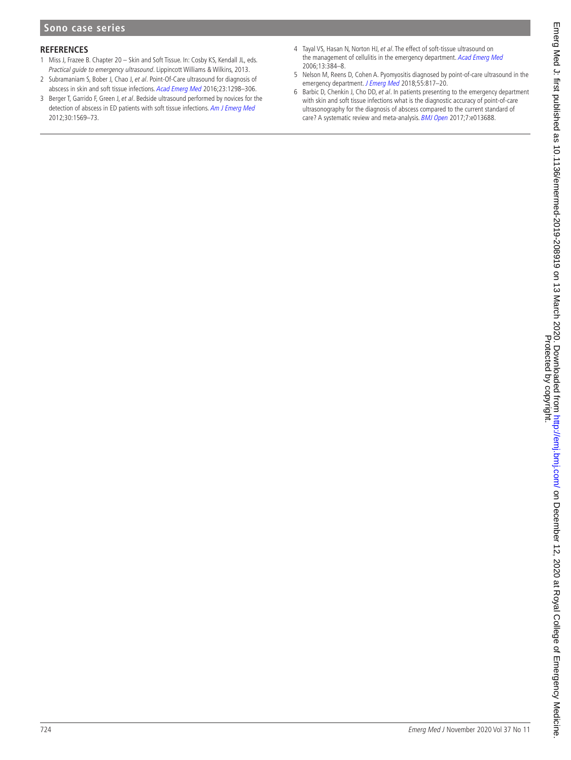## REFERENCES

1. Miss J, Frazee B. Chapter 20 – Skin and Soft Tissue. In: Cosby KS, Kendall JL, eds. *Practical guide to emergency ultrasound*. Lippincott Williams & Wilkins, 2013.
2. Subramaniam S, Bober J, Chao J, *et al*. Point-Of-Care ultrasound for diagnosis of abscess in skin and soft tissue infections. *Acad Emerg Med* 2016;23:1298–306.
3. Berger T, Garrido F, Green J, *et al*. Bedside ultrasound performed by novices for the detection of abscess in ED patients with soft tissue infections. *Am J Emerg Med* 2012;30:1569–73.
4. Tayal VS, Hasan N, Norton HJ, *et al*. The effect of soft-tissue ultrasound on the management of cellulitis in the emergency department. *Acad Emerg Med* 2006;13:384–8.
5. Nelson M, Reens D, Cohen A. Pyomyositis diagnosed by point-of-care ultrasound in the emergency department. *J Emerg Med* 2018;55:817–20.
6. Barbic D, Chenkin J, Cho DD, *et al*. In patients presenting to the emergency department with skin and soft tissue infections what is the diagnostic accuracy of point-of-care ultrasonography for the diagnosis of abscess compared to the current standard of care? A systematic review and meta-analysis. *BMJ Open* 2017;7:e013688.